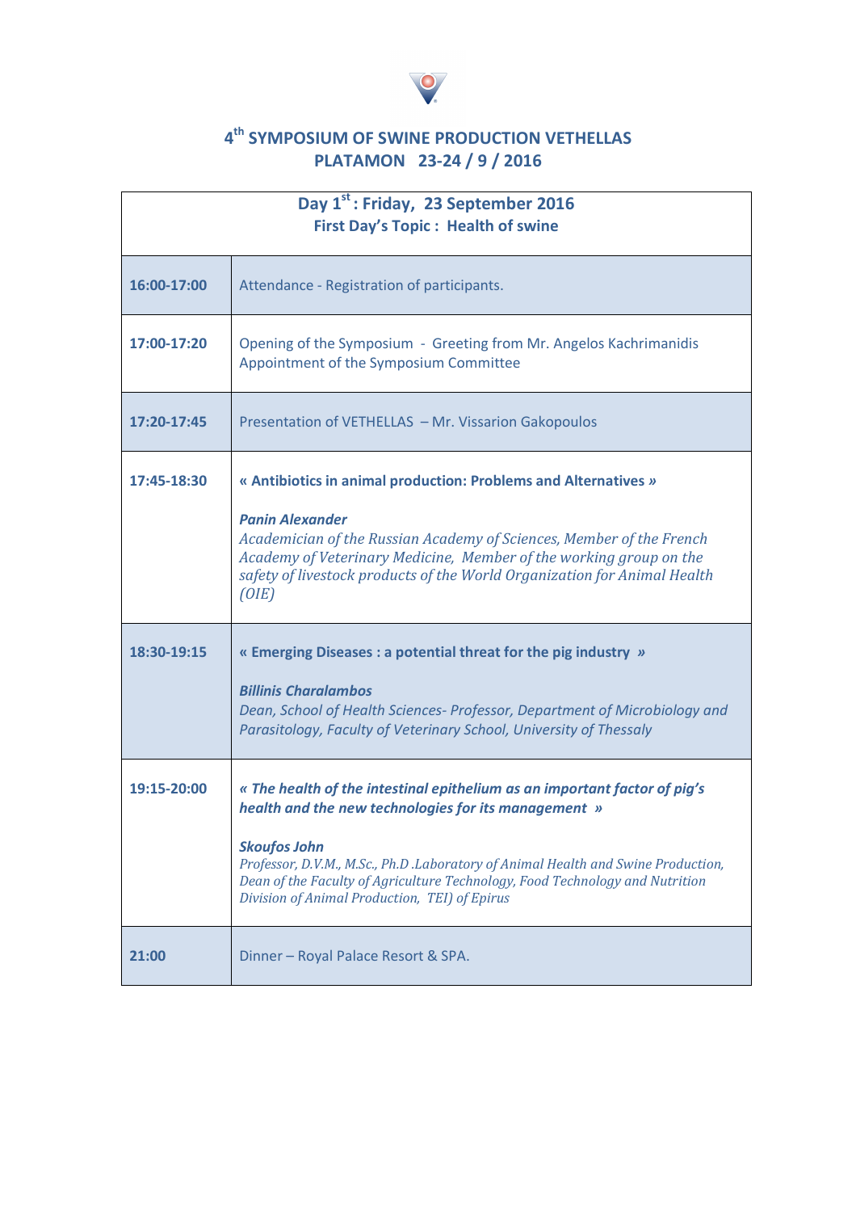# 4th SYMPOSIUM OF SWINE PRODUCTION VETHELLAS
## PLATAMON 23-24 / 9 / 2016

| Day 1st : Friday, 23 September 2016<br>First Day's Topic : Health of swine | |
|---|---|
| **16:00-17:00** | Attendance - Registration of participants. |
| **17:00-17:20** | Opening of the Symposium - Greeting from Mr. Angelos Kachrimanidis<br>Appointment of the Symposium Committee |
| **17:20-17:45** | Presentation of VETHELLAS – Mr. Vissarion Gakopoulos |
| **17:45-18:30** | **« Antibiotics in animal production: Problems and Alternatives »**<br><br>***Panin Alexander***<br>*Academician of the Russian Academy of Sciences, Member of the French Academy of Veterinary Medicine, Member of the working group on the safety of livestock products of the World Organization for Animal Health (OIE)* |
| **18:30-19:15** | **« Emerging Diseases : a potential threat for the pig industry »**<br><br>***Billinis Charalambos***<br>*Dean, School of Health Sciences- Professor, Department of Microbiology and Parasitology, Faculty of Veterinary School, University of Thessaly* |
| **19:15-20:00** | ***« The health of the intestinal epithelium as an important factor of pig's health and the new technologies for its management »***<br><br>***Skoufos John***<br>*Professor, D.V.M., M.Sc., Ph.D .Laboratory of Animal Health and Swine Production, Dean of the Faculty of Agriculture Technology, Food Technology and Nutrition Division of Animal Production, TEI) of Epirus* |
| **21:00** | Dinner – Royal Palace Resort & SPA. |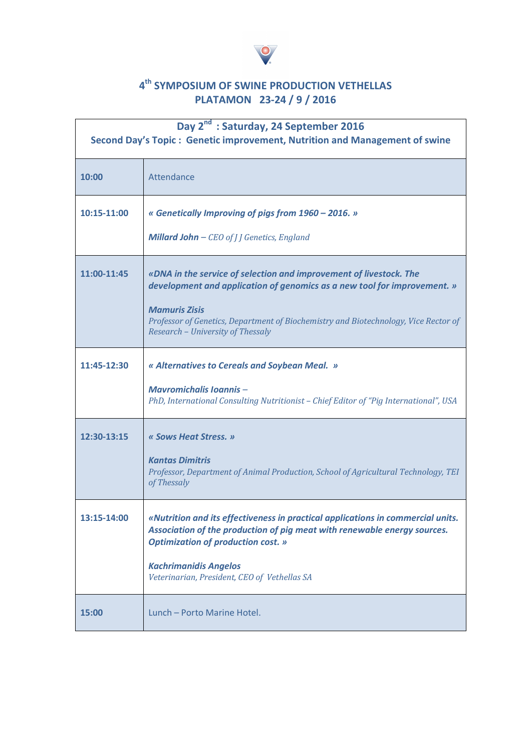## 4th SYMPOSIUM OF SWINE PRODUCTION VETHELLAS
## PLATAMON 23-24 / 9 / 2016

| Day 2nd : Saturday, 24 September 2016<br>Second Day's Topic : Genetic improvement, Nutrition and Management of swine | |
|---|---|
| **10:00** | Attendance |
| **10:15-11:00** | ***« Genetically Improving of pigs from 1960 – 2016. »***<br><br>***Millard John*** *– CEO of J J Genetics, England* |
| **11:00-11:45** | ***«DNA in the service of selection and improvement of livestock. The development and application of genomics as a new tool for improvement. »***<br><br>***Mamuris Zisis***<br>*Professor of Genetics, Department of Biochemistry and Biotechnology, Vice Rector of Research – University of Thessaly* |
| **11:45-12:30** | ***« Alternatives to Cereals and Soybean Meal. »***<br><br>***Mavromichalis Ioannis*** *–*<br>*PhD, International Consulting Nutritionist – Chief Editor of "Pig International", USA* |
| **12:30-13:15** | ***« Sows Heat Stress. »***<br><br>***Kantas Dimitris***<br>*Professor, Department of Animal Production, School of Agricultural Technology, TEI of Thessaly* |
| **13:15-14:00** | ***«Nutrition and its effectiveness in practical applications in commercial units. Association of the production of pig meat with renewable energy sources. Optimization of production cost. »***<br><br>***Kachrimanidis Angelos***<br>*Veterinarian, President, CEO of Vethellas SA* |
| **15:00** | Lunch – Porto Marine Hotel. |